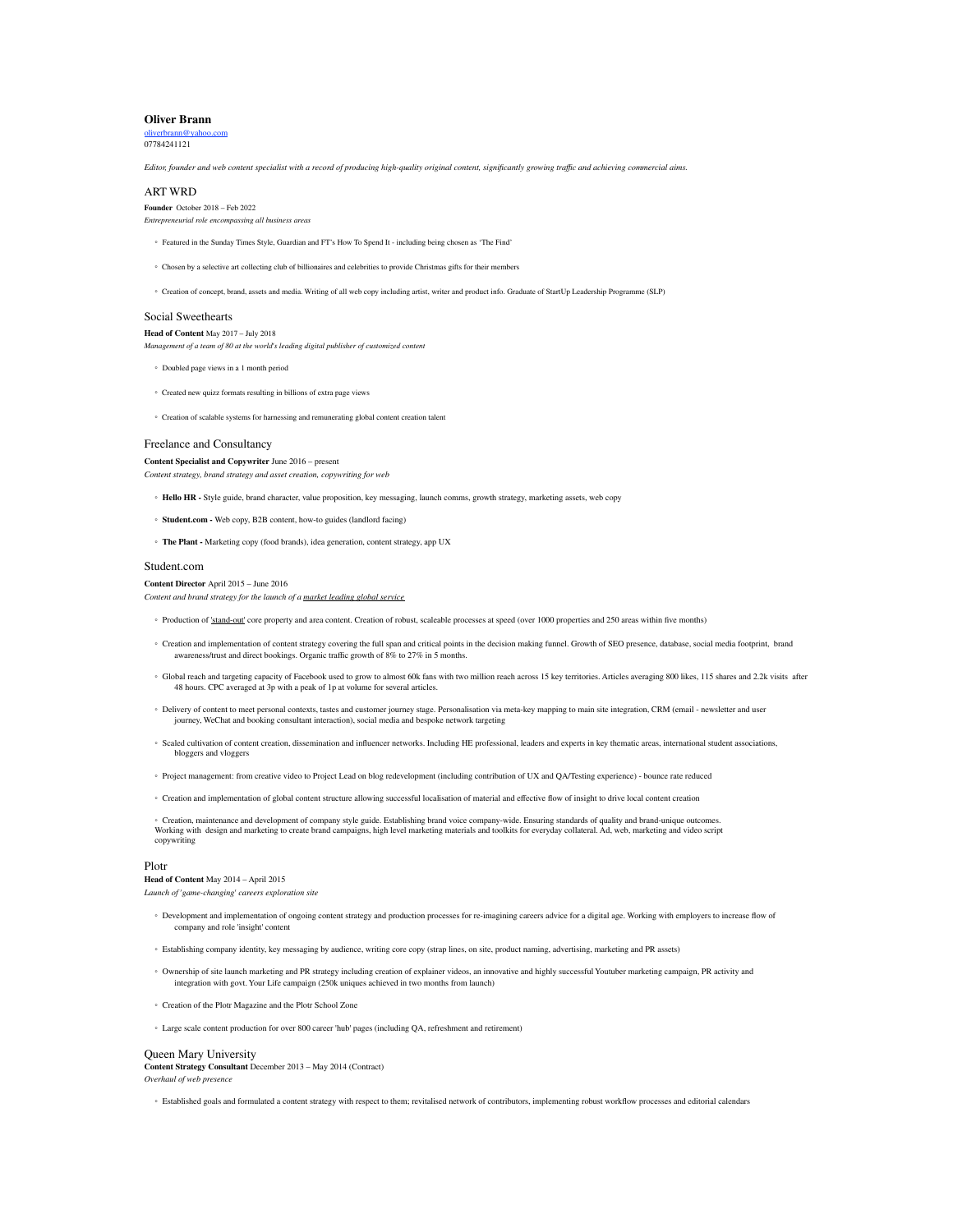# Oliver Brann

oliverbrann@yahoo.com
07784241121

*Editor, founder and web content specialist with a record of producing high-quality original content, significantly growing traffic and achieving commercial aims.*

## ART WRD

**Founder** October 2018 – Feb 2022
*Entrepreneurial role encompassing all business areas*

- Featured in the Sunday Times Style, Guardian and FT's How To Spend It - including being chosen as 'The Find'
- Chosen by a selective art collecting club of billionaires and celebrities to provide Christmas gifts for their members
- Creation of concept, brand, assets and media. Writing of all web copy including artist, writer and product info. Graduate of StartUp Leadership Programme (SLP)

## Social Sweethearts

**Head of Content** May 2017 – July 2018
*Management of a team of 80 at the world's leading digital publisher of customized content*

- Doubled page views in a 1 month period
- Created new quizz formats resulting in billions of extra page views
- Creation of scalable systems for harnessing and remunerating global content creation talent

## Freelance and Consultancy

**Content Specialist and Copywriter** June 2016 – present
*Content strategy, brand strategy and asset creation, copywriting for web*

- **Hello HR -** Style guide, brand character, value proposition, key messaging, launch comms, growth strategy, marketing assets, web copy
- **Student.com -** Web copy, B2B content, how-to guides (landlord facing)
- **The Plant -** Marketing copy (food brands), idea generation, content strategy, app UX

## Student.com

**Content Director** April 2015 – June 2016
*Content and brand strategy for the launch of a market leading global service*

- Production of 'stand-out' core property and area content. Creation of robust, scaleable processes at speed (over 1000 properties and 250 areas within five months)
- Creation and implementation of content strategy covering the full span and critical points in the decision making funnel. Growth of SEO presence, database, social media footprint, brand awareness/trust and direct bookings. Organic traffic growth of 8% to 27% in 5 months.
- Global reach and targeting capacity of Facebook used to grow to almost 60k fans with two million reach across 15 key territories. Articles averaging 800 likes, 115 shares and 2.2k visits after 48 hours. CPC averaged at 3p with a peak of 1p at volume for several articles.
- Delivery of content to meet personal contexts, tastes and customer journey stage. Personalisation via meta-key mapping to main site integration, CRM (email - newsletter and user journey, WeChat and booking consultant interaction), social media and bespoke network targeting
- Scaled cultivation of content creation, dissemination and influencer networks. Including HE professional, leaders and experts in key thematic areas, international student associations, bloggers and vloggers
- Project management: from creative video to Project Lead on blog redevelopment (including contribution of UX and QA/Testing experience) - bounce rate reduced
- Creation and implementation of global content structure allowing successful localisation of material and effective flow of insight to drive local content creation
- Creation, maintenance and development of company style guide. Establishing brand voice company-wide. Ensuring standards of quality and brand-unique outcomes. Working with design and marketing to create brand campaigns, high level marketing materials and toolkits for everyday collateral. Ad, web, marketing and video script copywriting

## Plotr

**Head of Content** May 2014 – April 2015
*Launch of 'game-changing' careers exploration site*

- Development and implementation of ongoing content strategy and production processes for re-imagining careers advice for a digital age. Working with employers to increase flow of company and role 'insight' content
- Establishing company identity, key messaging by audience, writing core copy (strap lines, on site, product naming, advertising, marketing and PR assets)
- Ownership of site launch marketing and PR strategy including creation of explainer videos, an innovative and highly successful Youtuber marketing campaign, PR activity and integration with govt. Your Life campaign (250k uniques achieved in two months from launch)
- Creation of the Plotr Magazine and the Plotr School Zone
- Large scale content production for over 800 career 'hub' pages (including QA, refreshment and retirement)

## Queen Mary University

**Content Strategy Consultant** December 2013 – May 2014 (Contract)
*Overhaul of web presence*

- Established goals and formulated a content strategy with respect to them; revitalised network of contributors, implementing robust workflow processes and editorial calendars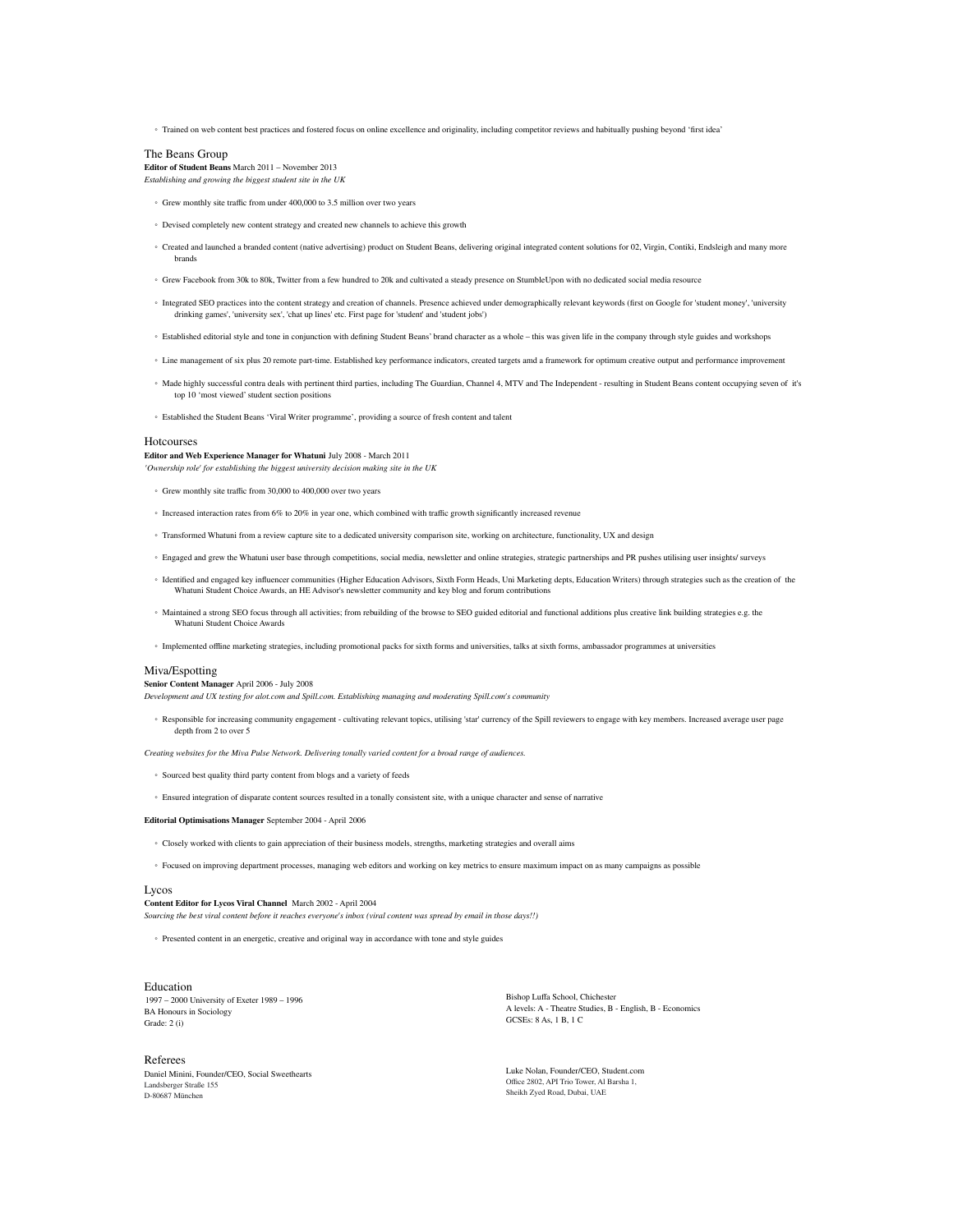- Trained on web content best practices and fostered focus on online excellence and originality, including competitor reviews and habitually pushing beyond 'first idea'

## The Beans Group

**Editor of Student Beans** March 2011 – November 2013

*Establishing and growing the biggest student site in the UK*

- Grew monthly site traffic from under 400,000 to 3.5 million over two years
- Devised completely new content strategy and created new channels to achieve this growth
- Created and launched a branded content (native advertising) product on Student Beans, delivering original integrated content solutions for 02, Virgin, Contiki, Endsleigh and many more brands
- Grew Facebook from 30k to 80k, Twitter from a few hundred to 20k and cultivated a steady presence on StumbleUpon with no dedicated social media resource
- Integrated SEO practices into the content strategy and creation of channels. Presence achieved under demographically relevant keywords (first on Google for 'student money', 'university drinking games', 'university sex', 'chat up lines' etc. First page for 'student' and 'student jobs')
- Established editorial style and tone in conjunction with defining Student Beans' brand character as a whole – this was given life in the company through style guides and workshops
- Line management of six plus 20 remote part-time. Established key performance indicators, created targets amd a framework for optimum creative output and performance improvement
- Made highly successful contra deals with pertinent third parties, including The Guardian, Channel 4, MTV and The Independent - resulting in Student Beans content occupying seven of it's top 10 'most viewed' student section positions
- Established the Student Beans 'Viral Writer programme', providing a source of fresh content and talent

## Hotcourses

**Editor and Web Experience Manager for Whatuni** July 2008 - March 2011

*'Ownership role' for establishing the biggest university decision making site in the UK*

- Grew monthly site traffic from 30,000 to 400,000 over two years
- Increased interaction rates from 6% to 20% in year one, which combined with traffic growth significantly increased revenue
- Transformed Whatuni from a review capture site to a dedicated university comparison site, working on architecture, functionality, UX and design
- Engaged and grew the Whatuni user base through competitions, social media, newsletter and online strategies, strategic partnerships and PR pushes utilising user insights/ surveys
- Identified and engaged key influencer communities (Higher Education Advisors, Sixth Form Heads, Uni Marketing depts, Education Writers) through strategies such as the creation of the Whatuni Student Choice Awards, an HE Advisor's newsletter community and key blog and forum contributions
- Maintained a strong SEO focus through all activities; from rebuilding of the browse to SEO guided editorial and functional additions plus creative link building strategies e.g. the Whatuni Student Choice Awards
- Implemented offline marketing strategies, including promotional packs for sixth forms and universities, talks at sixth forms, ambassador programmes at universities

## Miva/Espotting

**Senior Content Manager** April 2006 - July 2008

*Development and UX testing for alot.com and Spill.com. Establishing managing and moderating Spill.com's community*

- Responsible for increasing community engagement - cultivating relevant topics, utilising 'star' currency of the Spill reviewers to engage with key members. Increased average user page depth from 2 to over 5

*Creating websites for the Miva Pulse Network. Delivering tonally varied content for a broad range of audiences.*

- Sourced best quality third party content from blogs and a variety of feeds
- Ensured integration of disparate content sources resulted in a tonally consistent site, with a unique character and sense of narrative

**Editorial Optimisations Manager** September 2004 - April 2006

- Closely worked with clients to gain appreciation of their business models, strengths, marketing strategies and overall aims
- Focused on improving department processes, managing web editors and working on key metrics to ensure maximum impact on as many campaigns as possible

## Lycos

**Content Editor for Lycos Viral Channel** March 2002 - April 2004

*Sourcing the best viral content before it reaches everyone's inbox (viral content was spread by email in those days!!)*

- Presented content in an energetic, creative and original way in accordance with tone and style guides

## Education

1997 – 2000 University of Exeter 1989 – 1996
BA Honours in Sociology
Grade: 2 (i)

Bishop Luffa School, Chichester
A levels: A - Theatre Studies, B - English, B - Economics
GCSEs: 8 As, 1 B, 1 C

## Referees

Daniel Minini, Founder/CEO, Social Sweethearts
Landsberger Straße 155
D-80687 München

Luke Nolan, Founder/CEO, Student.com
Office 2802, API Trio Tower, Al Barsha 1,
Sheikh Zyed Road, Dubai, UAE